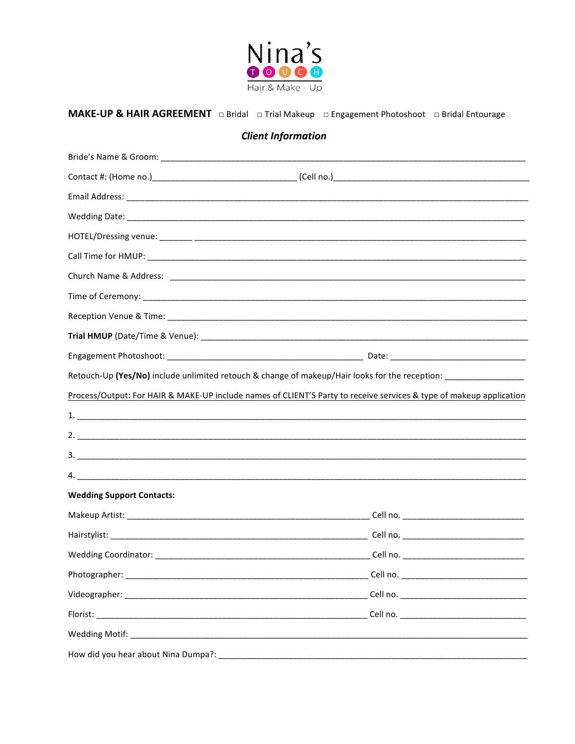# Nina's TOUCH
Hair & Make - Up

**MAKE-UP & HAIR AGREEMENT** □ Bridal □ Trial Makeup □ Engagement Photoshoot □ Bridal Entourage

***Client Information***

Bride's Name & Groom: ___________________________________________________________________________

Contact #: (Home no.)______________________________ (Cell no.)_________________________________________

Email Address: _________________________________________________________________________________

Wedding Date: _________________________________________________________________________________

HOTEL/Dressing venue: _______ ________________________________________________________________

Call Time for HMUP: ____________________________________________________________________________

Church Name & Address: _______________________________________________________________________

Time of Ceremony: ______________________________________________________________________________

Reception Venue & Time: ________________________________________________________________________

**Trial HMUP** (Date/Time & Venue): _______________________________________________________________

Engagement Photoshoot: ________________________________________ Date: _____________________________

Retouch-Up **(Yes/No)** include unlimited retouch & change of makeup/Hair looks for the reception: ________________

<u>Process/Output: For HAIR & MAKE-UP include names of CLIENT'S Party to receive services & type of makeup application</u>

1. ____________________________________________________________________________________________

2. ____________________________________________________________________________________________

3. ____________________________________________________________________________________________

4. ____________________________________________________________________________________________

**Wedding Support Contacts:**

Makeup Artist: __________________________________________________ Cell no. _________________________

Hairstylist: _____________________________________________________ Cell no. _________________________

Wedding Coordinator: ____________________________________________ Cell no. _________________________

Photographer: ___________________________________________________ Cell no. _________________________

Videographer: ___________________________________________________ Cell no. _________________________

Florist: ________________________________________________________ Cell no. _________________________

Wedding Motif: _________________________________________________________________________________

How did you hear about Nina Dumpa?: _____________________________________________________________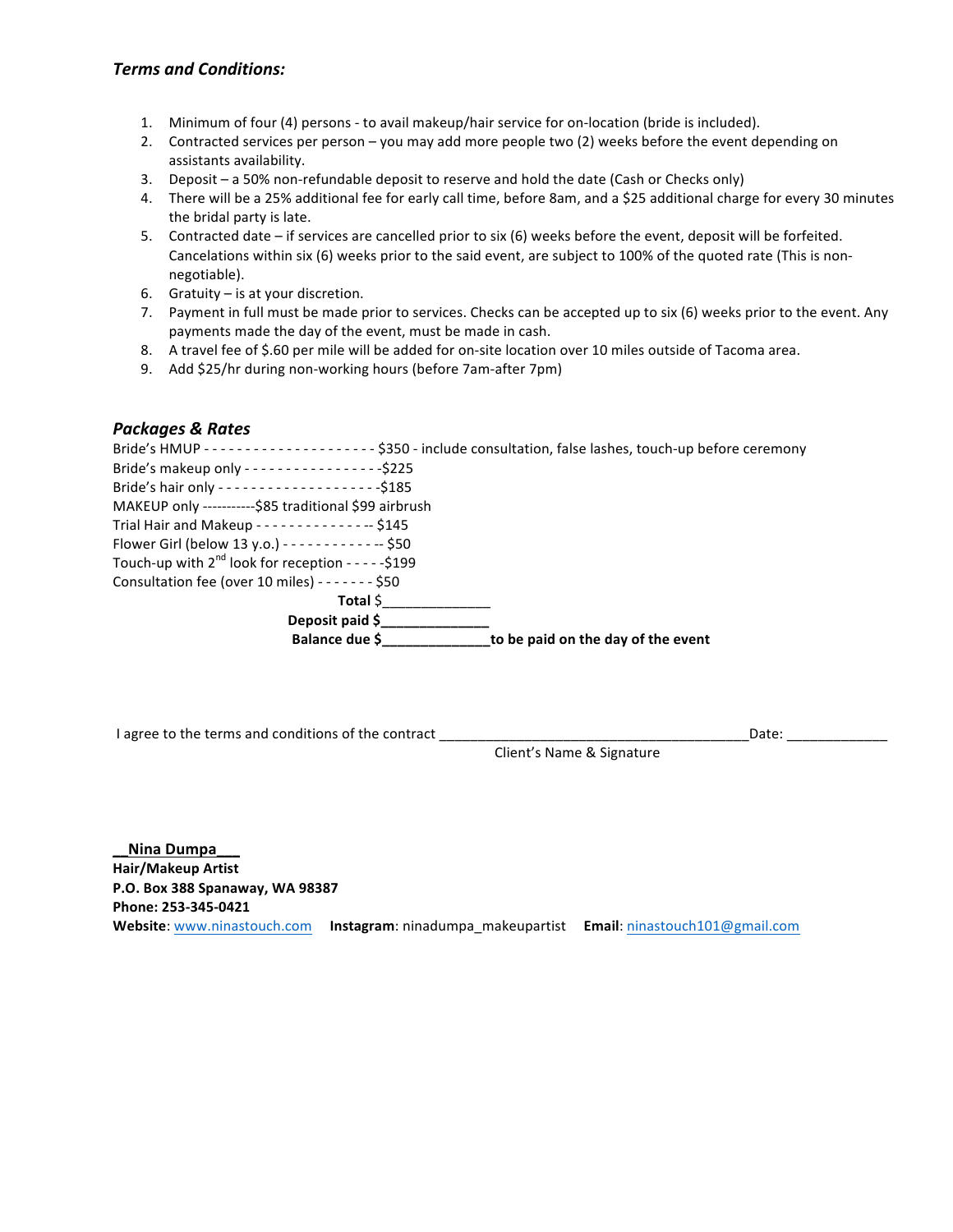### ***Terms and Conditions:***

1. Minimum of four (4) persons - to avail makeup/hair service for on-location (bride is included).
2. Contracted services per person – you may add more people two (2) weeks before the event depending on assistants availability.
3. Deposit – a 50% non-refundable deposit to reserve and hold the date (Cash or Checks only)
4. There will be a 25% additional fee for early call time, before 8am, and a $25 additional charge for every 30 minutes the bridal party is late.
5. Contracted date – if services are cancelled prior to six (6) weeks before the event, deposit will be forfeited. Cancelations within six (6) weeks prior to the said event, are subject to 100% of the quoted rate (This is non-negotiable).
6. Gratuity – is at your discretion.
7. Payment in full must be made prior to services. Checks can be accepted up to six (6) weeks prior to the event. Any payments made the day of the event, must be made in cash.
8. A travel fee of $.60 per mile will be added for on-site location over 10 miles outside of Tacoma area.
9. Add $25/hr during non-working hours (before 7am-after 7pm)

### ***Packages & Rates***

Bride's HMUP - - - - - - - - - - - - - - - - - - - - - $350 - include consultation, false lashes, touch-up before ceremony
Bride's makeup only - - - - - - - - - - - - - - - - -$225
Bride's hair only - - - - - - - - - - - - - - - - - - - -$185
MAKEUP only -----------$85 traditional $99 airbrush
Trial Hair and Makeup - - - - - - - - - - - - - -- $145
Flower Girl (below 13 y.o.) - - - - - - - - - - - -- $50
Touch-up with 2nd look for reception - - - - -$199
Consultation fee (over 10 miles) - - - - - - - $50

**Total** $______________
**Deposit paid $______________**
**Balance due $______________to be paid on the day of the event**

I agree to the terms and conditions of the contract ________________________________________Date: _____________
Client's Name & Signature

**__Nina Dumpa___**
**Hair/Makeup Artist**
**P.O. Box 388 Spanaway, WA 98387**
**Phone: 253-345-0421**
**Website**: www.ninastouch.com **Instagram**: ninadumpa_makeupartist **Email**: ninastouch101@gmail.com